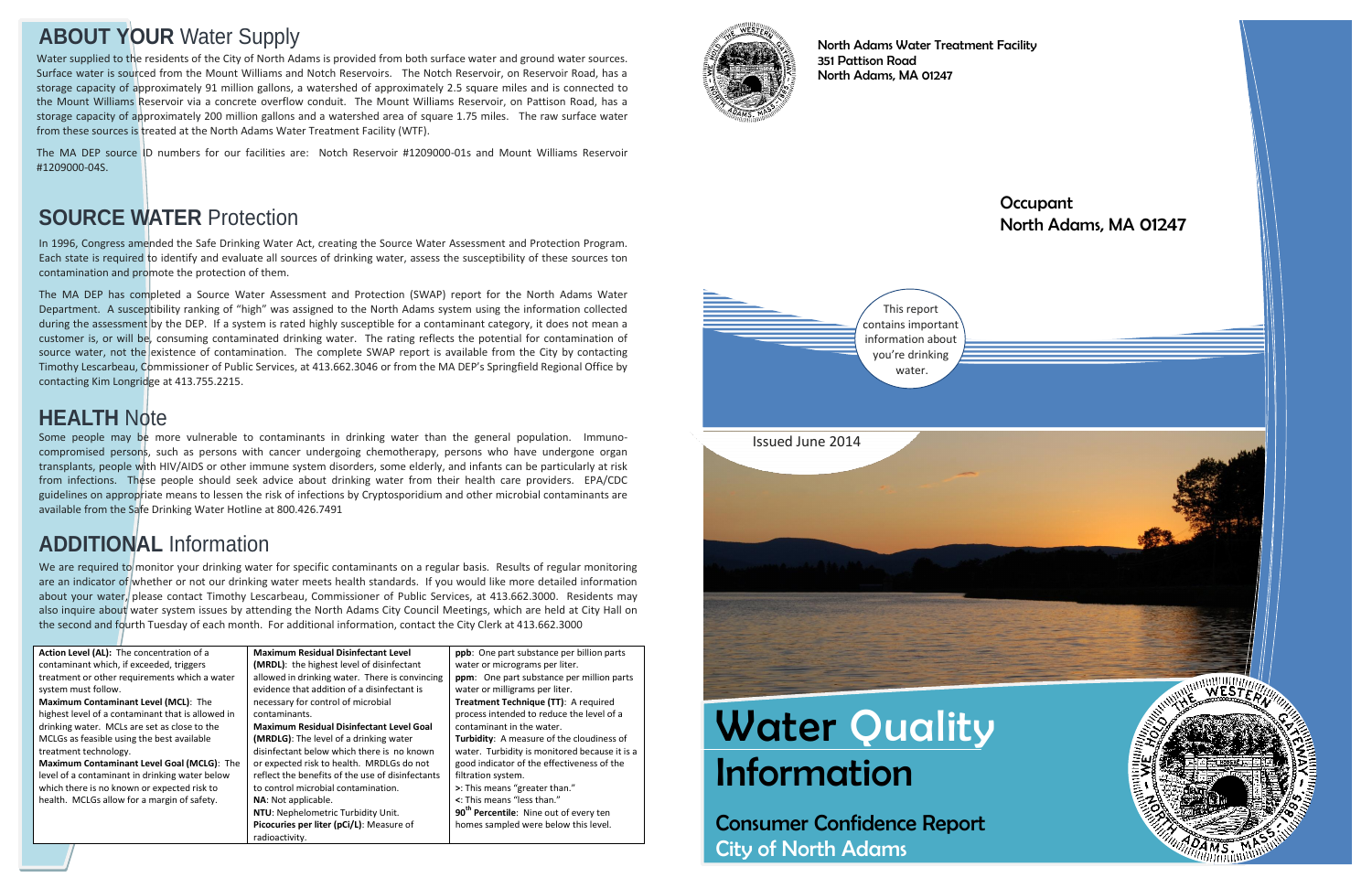## ABOUT YOUR Water Supply

Water supplied to the residents of the City of North Adams is provided from both surface water and ground water sources. Surface water is sourced from the Mount Williams and Notch Reservoirs. The Notch Reservoir, on Reservoir Road, has a storage capacity of approximately 91 million gallons, a watershed of approximately 2.5 square miles and is connected to the Mount Williams Reservoir via a concrete overflow conduit. The Mount Williams Reservoir, on Pattison Road, has a storage capacity of approximately 200 million gallons and a watershed area of square 1.75 miles. The raw surface water from these sources is treated at the North Adams Water Treatment Facility (WTF).

The MA DEP source ID numbers for our facilities are: Notch Reservoir #1209000-01s and Mount Williams Reservoir #1209000-04S.

## SOURCE WATER Protection

In 1996, Congress amended the Safe Drinking Water Act, creating the Source Water Assessment and Protection Program. Each state is required to identify and evaluate all sources of drinking water, assess the susceptibility of these sources ton contamination and promote the protection of them.

The MA DEP has completed a Source Water Assessment and Protection (SWAP) report for the North Adams Water Department. A susceptibility ranking of "high" was assigned to the North Adams system using the information collected during the assessment by the DEP. If a system is rated highly susceptible for a contaminant category, it does not mean a customer is, or will be, consuming contaminated drinking water. The rating reflects the potential for contamination of source water, not the existence of contamination. The complete SWAP report is available from the City by contacting Timothy Lescarbeau, Commissioner of Public Services, at 413.662.3046 or from the MA DEP's Springfield Regional Office by contacting Kim Longridge at 413.755.2215.

## HEALTH Note

Some people may be more vulnerable to contaminants in drinking water than the general population. Immuno-compromised persons, such as persons with cancer undergoing chemotherapy, persons who have undergone organ transplants, people with HIV/AIDS or other immune system disorders, some elderly, and infants can be particularly at risk from infections. These people should seek advice about drinking water from their health care providers. EPA/CDC guidelines on appropriate means to lessen the risk of infections by Cryptosporidium and other microbial contaminants are available from the Safe Drinking Water Hotline at 800.426.7491

## ADDITIONAL Information

We are required to monitor your drinking water for specific contaminants on a regular basis. Results of regular monitoring are an indicator of whether or not our drinking water meets health standards. If you would like more detailed information about your water, please contact Timothy Lescarbeau, Commissioner of Public Services, at 413.662.3000. Residents may also inquire about water system issues by attending the North Adams City Council Meetings, which are held at City Hall on the second and fourth Tuesday of each month. For additional information, contact the City Clerk at 413.662.3000

**Action Level (AL):** The concentration of a contaminant which, if exceeded, triggers treatment or other requirements which a water system must follow.

**Maximum Contaminant Level (MCL)**: The highest level of a contaminant that is allowed in drinking water. MCLs are set as close to the MCLGs as feasible using the best available treatment technology.

**Maximum Contaminant Level Goal (MCLG)**: The level of a contaminant in drinking water below which there is no known or expected risk to health. MCLGs allow for a margin of safety.

**Maximum Residual Disinfectant Level (MRDL)**: the highest level of disinfectant allowed in drinking water. There is convincing evidence that addition of a disinfectant is necessary for control of microbial contaminants.

**Maximum Residual Disinfectant Level Goal (MRDLG)**: The level of a drinking water disinfectant below which there is no known or expected risk to health. MRDLGs do not reflect the benefits of the use of disinfectants to control microbial contamination.

**NA**: Not applicable.

**NTU**: Nephelometric Turbidity Unit.

**Picocuries per liter (pCi/L)**: Measure of radioactivity.

**ppb**: One part substance per billion parts water or micrograms per liter.

**ppm**: One part substance per million parts water or milligrams per liter.

**Treatment Technique (TT)**: A required process intended to reduce the level of a contaminant in the water.

**Turbidity**: A measure of the cloudiness of water. Turbidity is monitored because it is a good indicator of the effectiveness of the filtration system.

**>**: This means "greater than."

**<**: This means "less than."

**90th Percentile**: Nine out of every ten homes sampled were below this level.

North Adams Water Treatment Facility
351 Pattison Road
North Adams, MA 01247

Occupant
North Adams, MA 01247

This report contains important information about you're drinking water.

Issued June 2014

# Water Quality Information

## Consumer Confidence Report
## City of North Adams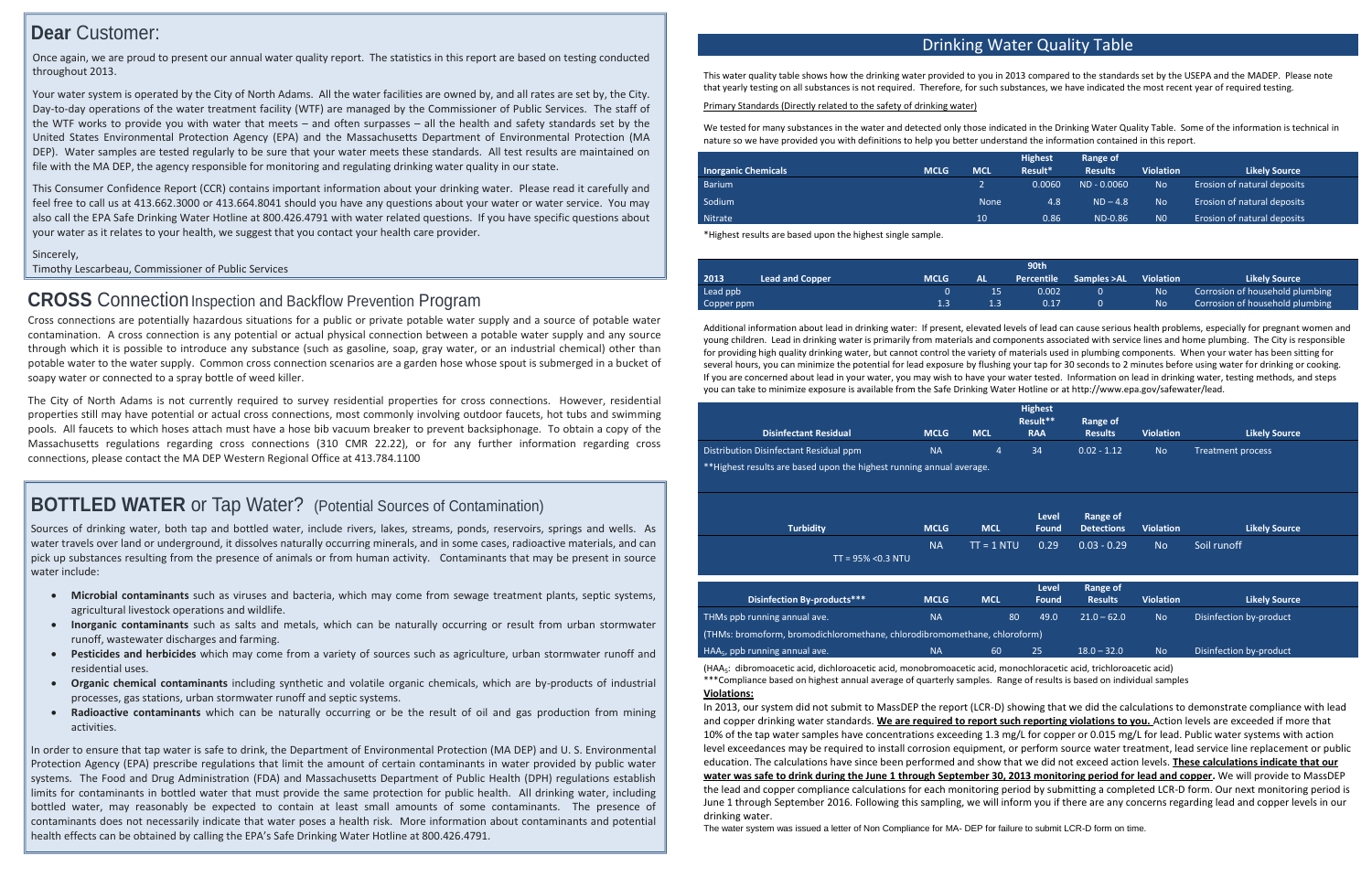# **Dear** Customer:

Once again, we are proud to present our annual water quality report. The statistics in this report are based on testing conducted throughout 2013.

Your water system is operated by the City of North Adams. All the water facilities are owned by, and all rates are set by, the City. Day-to-day operations of the water treatment facility (WTF) are managed by the Commissioner of Public Services. The staff of the WTF works to provide you with water that meets – and often surpasses – all the health and safety standards set by the United States Environmental Protection Agency (EPA) and the Massachusetts Department of Environmental Protection (MA DEP). Water samples are tested regularly to be sure that your water meets these standards. All test results are maintained on file with the MA DEP, the agency responsible for monitoring and regulating drinking water quality in our state.

This Consumer Confidence Report (CCR) contains important information about your drinking water. Please read it carefully and feel free to call us at 413.662.3000 or 413.664.8041 should you have any questions about your water or water service. You may also call the EPA Safe Drinking Water Hotline at 800.426.4791 with water related questions. If you have specific questions about your water as it relates to your health, we suggest that you contact your health care provider.

Sincerely,
Timothy Lescarbeau, Commissioner of Public Services

# **CROSS** Connection Inspection and Backflow Prevention Program

Cross connections are potentially hazardous situations for a public or private potable water supply and a source of potable water contamination. A cross connection is any potential or actual physical connection between a potable water supply and any source through which it is possible to introduce any substance (such as gasoline, soap, gray water, or an industrial chemical) other than potable water to the water supply. Common cross connection scenarios are a garden hose whose spout is submerged in a bucket of soapy water or connected to a spray bottle of weed killer.

The City of North Adams is not currently required to survey residential properties for cross connections. However, residential properties still may have potential or actual cross connections, most commonly involving outdoor faucets, hot tubs and swimming pools. All faucets to which hoses attach must have a hose bib vacuum breaker to prevent backsiphonage. To obtain a copy of the Massachusetts regulations regarding cross connections (310 CMR 22.22), or for any further information regarding cross connections, please contact the MA DEP Western Regional Office at 413.784.1100

# **BOTTLED WATER** or Tap Water? (Potential Sources of Contamination)

Sources of drinking water, both tap and bottled water, include rivers, lakes, streams, ponds, reservoirs, springs and wells. As water travels over land or underground, it dissolves naturally occurring minerals, and in some cases, radioactive materials, and can pick up substances resulting from the presence of animals or from human activity. Contaminants that may be present in source water include:

- **Microbial contaminants** such as viruses and bacteria, which may come from sewage treatment plants, septic systems, agricultural livestock operations and wildlife.
- **Inorganic contaminants** such as salts and metals, which can be naturally occurring or result from urban stormwater runoff, wastewater discharges and farming.
- **Pesticides and herbicides** which may come from a variety of sources such as agriculture, urban stormwater runoff and residential uses.
- **Organic chemical contaminants** including synthetic and volatile organic chemicals, which are by-products of industrial processes, gas stations, urban stormwater runoff and septic systems.
- **Radioactive contaminants** which can be naturally occurring or be the result of oil and gas production from mining activities.

In order to ensure that tap water is safe to drink, the Department of Environmental Protection (MA DEP) and U. S. Environmental Protection Agency (EPA) prescribe regulations that limit the amount of certain contaminants in water provided by public water systems. The Food and Drug Administration (FDA) and Massachusetts Department of Public Health (DPH) regulations establish limits for contaminants in bottled water that must provide the same protection for public health. All drinking water, including bottled water, may reasonably be expected to contain at least small amounts of some contaminants. The presence of contaminants does not necessarily indicate that water poses a health risk. More information about contaminants and potential health effects can be obtained by calling the EPA's Safe Drinking Water Hotline at 800.426.4791.

# Drinking Water Quality Table

This water quality table shows how the drinking water provided to you in 2013 compared to the standards set by the USEPA and the MADEP. Please note that yearly testing on all substances is not required. Therefore, for such substances, we have indicated the most recent year of required testing.

Primary Standards (Directly related to the safety of drinking water)

We tested for many substances in the water and detected only those indicated in the Drinking Water Quality Table. Some of the information is technical in nature so we have provided you with definitions to help you better understand the information contained in this report.

| Inorganic Chemicals | MCLG | MCL | Highest Result* | Range of Results | Violation | Likely Source |
|---|---|---|---|---|---|---|
| Barium | | 2 | 0.0060 | ND - 0.0060 | No | Erosion of natural deposits |
| Sodium | | None | 4.8 | ND – 4.8 | No | Erosion of natural deposits |
| Nitrate | | 10 | 0.86 | ND-0.86 | N0 | Erosion of natural deposits |

*Highest results are based upon the highest single sample.

| 2013 Lead and Copper | MCLG | AL | 90th Percentile | Samples >AL | Violation | Likely Source |
|---|---|---|---|---|---|---|
| Lead ppb | 0 | 15 | 0.002 | 0 | No | Corrosion of household plumbing |
| Copper ppm | 1.3 | 1.3 | 0.17 | 0 | No | Corrosion of household plumbing |

Additional information about lead in drinking water: If present, elevated levels of lead can cause serious health problems, especially for pregnant women and young children. Lead in drinking water is primarily from materials and components associated with service lines and home plumbing. The City is responsible for providing high quality drinking water, but cannot control the variety of materials used in plumbing components. When your water has been sitting for several hours, you can minimize the potential for lead exposure by flushing your tap for 30 seconds to 2 minutes before using water for drinking or cooking. If you are concerned about lead in your water, you may wish to have your water tested. Information on lead in drinking water, testing methods, and steps you can take to minimize exposure is available from the Safe Drinking Water Hotline or at http://www.epa.gov/safewater/lead.

| Disinfectant Residual | MCLG | MCL | Highest Result** RAA | Range of Results | Violation | Likely Source |
|---|---|---|---|---|---|---|
| Distribution Disinfectant Residual ppm | NA | 4 | 34 | 0.02 - 1.12 | No | Treatment process |

**Highest results are based upon the highest running annual average.

| Turbidity | MCLG | MCL | Level Found | Range of Detections | Violation | Likely Source |
|---|---|---|---|---|---|---|
| TT = 95% <0.3 NTU | NA | TT = 1 NTU | 0.29 | 0.03 - 0.29 | No | Soil runoff |

| Disinfection By-products*** | MCLG | MCL | Level Found | Range of Results | Violation | Likely Source |
|---|---|---|---|---|---|---|
| THMs ppb running annual ave. | NA | 80 | 49.0 | 21.0 – 62.0 | No | Disinfection by-product |
| (THMs: bromoform, bromodichloromethane, chlorodibromomethane, chloroform) | | | | | | |
| $HAA_5$, ppb running annual ave. | NA | 60 | 25 | 18.0 – 32.0 | No | Disinfection by-product |

($HAA_5$: dibromoacetic acid, dichloroacetic acid, monobromoacetic acid, monochloracetic acid, trichloroacetic acid)

***Compliance based on highest annual average of quarterly samples. Range of results is based on individual samples

**Violations:**

In 2013, our system did not submit to MassDEP the report (LCR-D) showing that we did the calculations to demonstrate compliance with lead and copper drinking water standards. **We are required to report such reporting violations to you.** Action levels are exceeded if more that 10% of the tap water samples have concentrations exceeding 1.3 mg/L for copper or 0.015 mg/L for lead. Public water systems with action level exceedances may be required to install corrosion equipment, or perform source water treatment, lead service line replacement or public education. The calculations have since been performed and show that we did not exceed action levels. **These calculations indicate that our water was safe to drink during the June 1 through September 30, 2013 monitoring period for lead and copper.** We will provide to MassDEP the lead and copper compliance calculations for each monitoring period by submitting a completed LCR-D form. Our next monitoring period is June 1 through September 2016. Following this sampling, we will inform you if there are any concerns regarding lead and copper levels in our drinking water.

The water system was issued a letter of Non Compliance for MA- DEP for failure to submit LCR-D form on time.